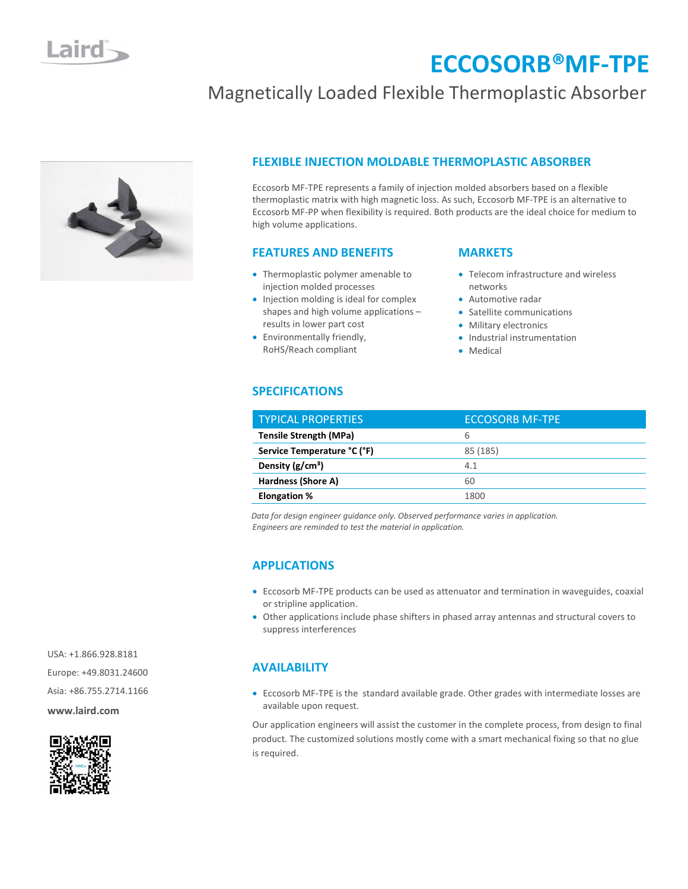# ECCOSORB®MF-TPE

## Magnetically Loaded Flexible Thermoplastic Absorber

### FLEXIBLE INJECTION MOLDABLE THERMOPLASTIC ABSORBER

Eccosorb MF-TPE represents a family of injection molded absorbers based on a flexible thermoplastic matrix with high magnetic loss. As such, Eccosorb MF-TPE is an alternative to Eccosorb MF-PP when flexibility is required. Both products are the ideal choice for medium to high volume applications.

### FEATURES AND BENEFITS

- Thermoplastic polymer amenable to injection molded processes
- Injection molding is ideal for complex shapes and high volume applications – results in lower part cost
- Environmentally friendly, RoHS/Reach compliant

### MARKETS

- Telecom infrastructure and wireless networks
- Automotive radar
- Satellite communications
- Military electronics
- Industrial instrumentation
- Medical

### SPECIFICATIONS

| TYPICAL PROPERTIES | ECCOSORB MF-TPE |
|---|---|
| **Tensile Strength (MPa)** | 6 |
| **Service Temperature °C (°F)** | 85 (185) |
| **Density (g/cm³)** | 4.1 |
| **Hardness (Shore A)** | 60 |
| **Elongation %** | 1800 |

*Data for design engineer guidance only. Observed performance varies in application. Engineers are reminded to test the material in application.*

### APPLICATIONS

- Eccosorb MF-TPE products can be used as attenuator and termination in waveguides, coaxial or stripline application.
- Other applications include phase shifters in phased array antennas and structural covers to suppress interferences

### AVAILABILITY

- Eccosorb MF-TPE is the standard available grade. Other grades with intermediate losses are available upon request.

Our application engineers will assist the customer in the complete process, from design to final product. The customized solutions mostly come with a smart mechanical fixing so that no glue is required.

USA: +1.866.928.8181

Europe: +49.8031.24600

Asia: +86.755.2714.1166

**www.laird.com**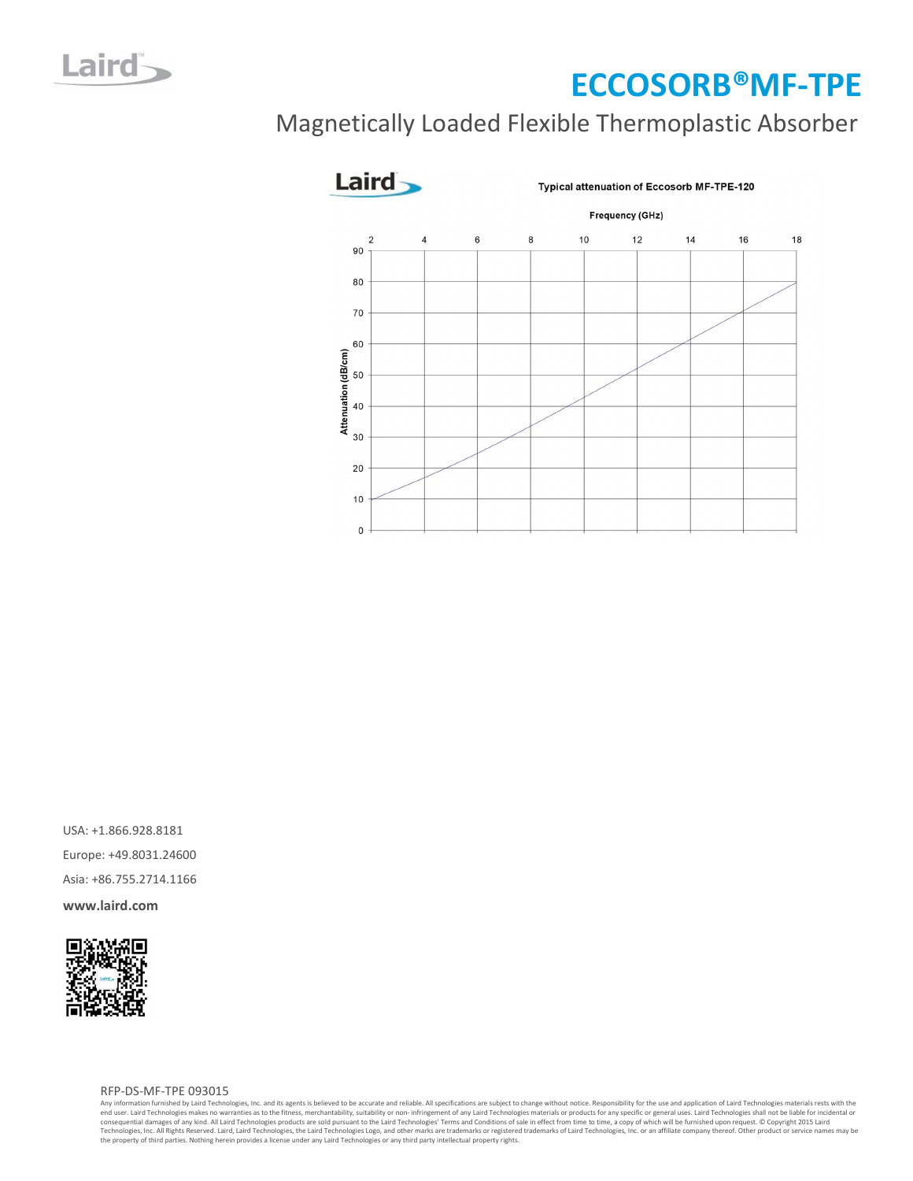# ECCOSORB®MF-TPE

Magnetically Loaded Flexible Thermoplastic Absorber

Laird

Typical attenuation of Eccosorb MF-TPE-120

Frequency (GHz)

2 4 6 8 10 12 14 16 18

Attenuation (dB/cm)

90 80 70 60 50 40 30 20 10 0

USA: +1.866.928.8181

Europe: +49.8031.24600

Asia: +86.755.2714.1166

**www.laird.com**

RFP-DS-MF-TPE 093015

Any information furnished by Laird Technologies, Inc. and its agents is believed to be accurate and reliable. All specifications are subject to change without notice. Responsibility for the use and application of Laird Technologies materials rests with the end user. Laird Technologies makes no warranties as to the fitness, merchantability, suitability or non- infringement of any Laird Technologies materials or products for any specific or general uses. Laird Technologies shall not be liable for incidental or consequential damages of any kind. All Laird Technologies products are sold pursuant to the Laird Technologies' Terms and Conditions of sale in effect from time to time, a copy of which will be furnished upon request. © Copyright 2015 Laird Technologies, Inc. All Rights Reserved. Laird, Laird Technologies, the Laird Technologies Logo, and other marks are trademarks or registered trademarks of Laird Technologies, Inc. or an affiliate company thereof. Other product or service names may be the property of third parties. Nothing herein provides a license under any Laird Technologies or any third party intellectual property rights.